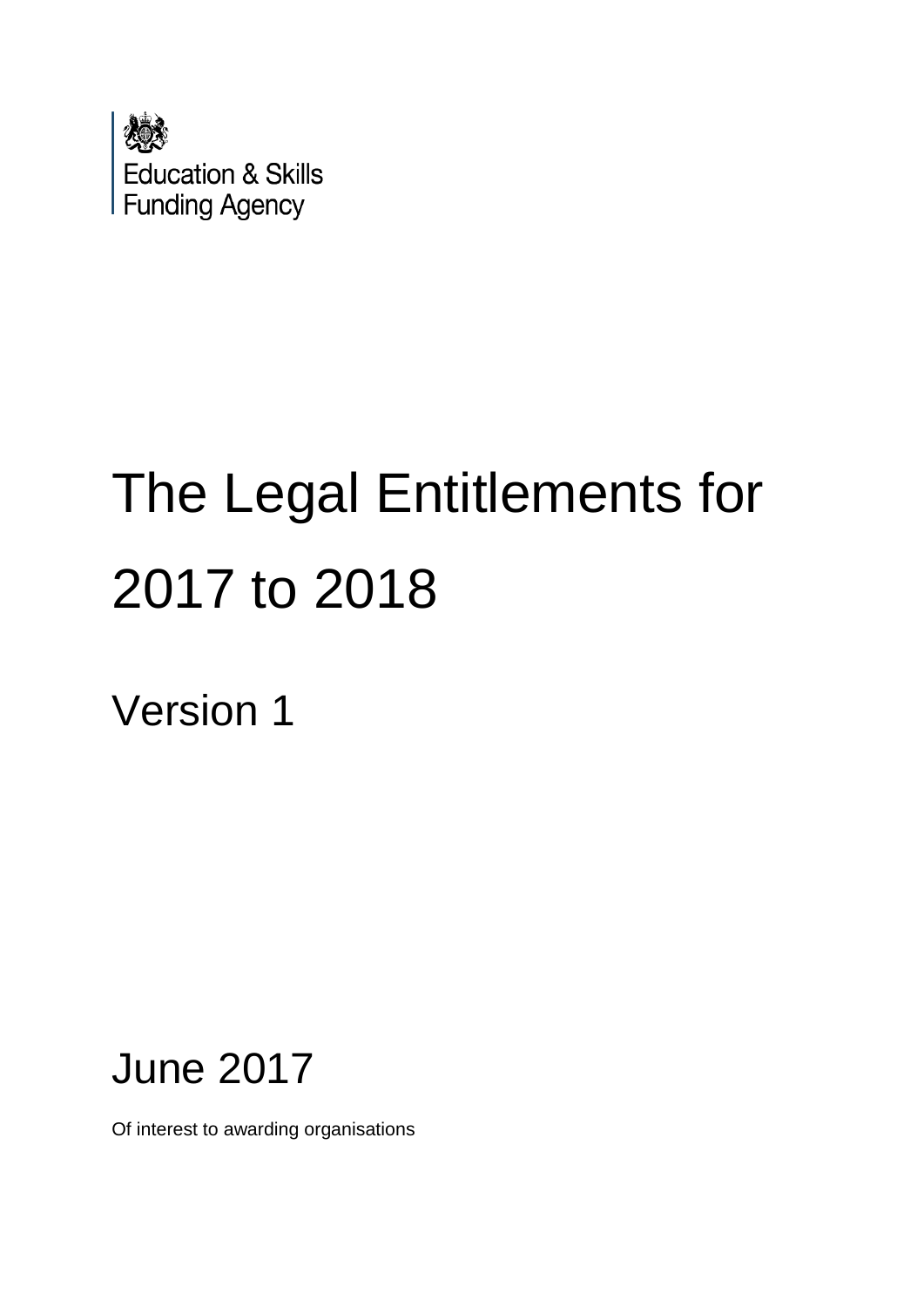Education & Skills Funding Agency

# The Legal Entitlements for 2017 to 2018

## Version 1

June 2017

Of interest to awarding organisations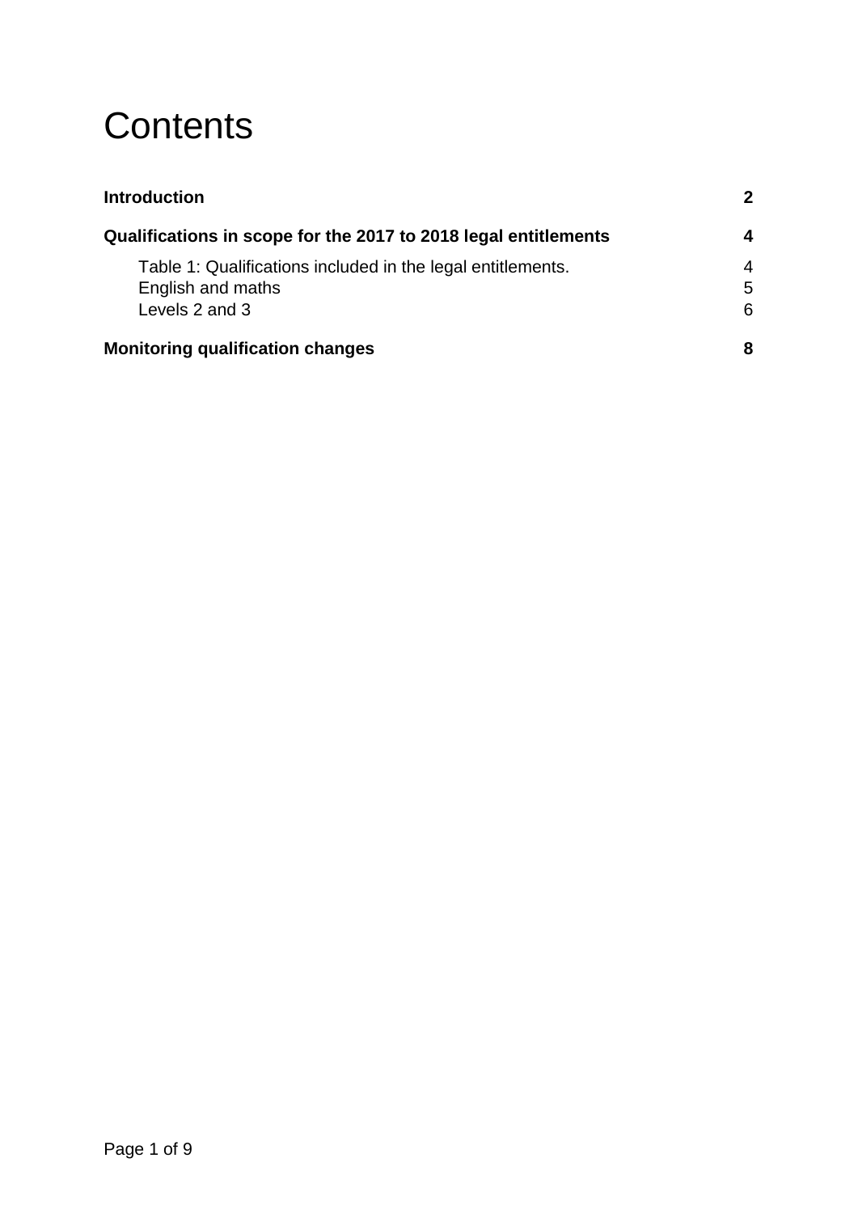# Contents

**Introduction** **2**

**Qualifications in scope for the 2017 to 2018 legal entitlements** **4**

- Table 1: Qualifications included in the legal entitlements. 4
- English and maths 5
- Levels 2 and 3 6

**Monitoring qualification changes** **8**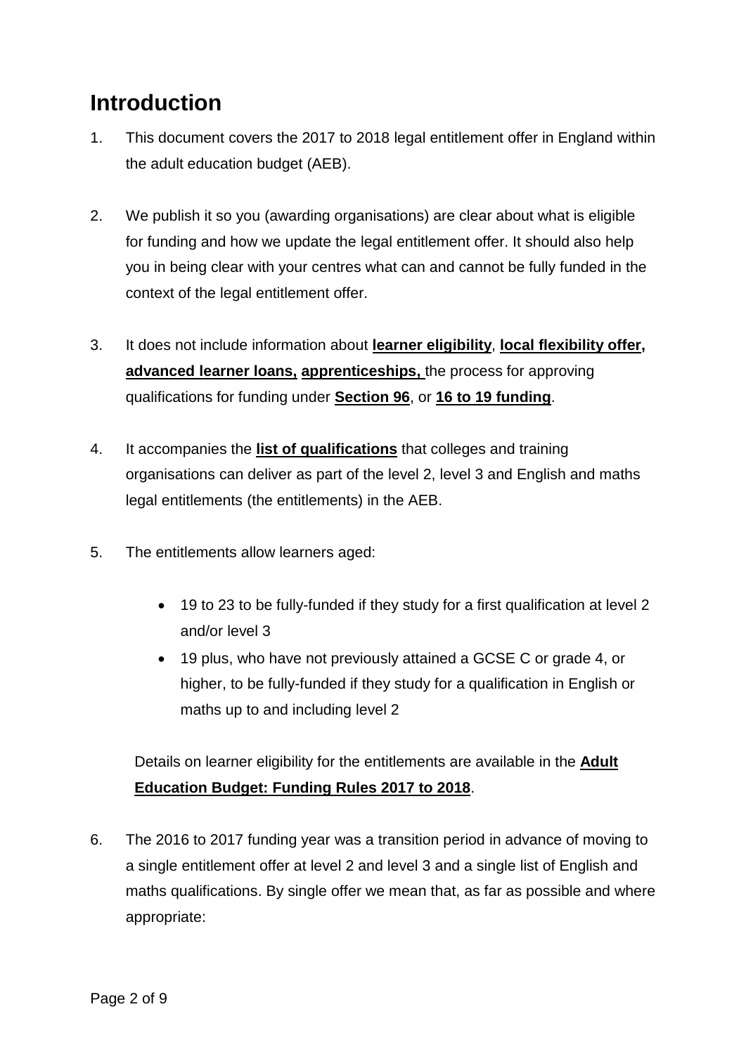# Introduction

1. This document covers the 2017 to 2018 legal entitlement offer in England within the adult education budget (AEB).

2. We publish it so you (awarding organisations) are clear about what is eligible for funding and how we update the legal entitlement offer. It should also help you in being clear with your centres what can and cannot be fully funded in the context of the legal entitlement offer.

3. It does not include information about **learner eligibility**, **local flexibility offer, advanced learner loans, apprenticeships,** the process for approving qualifications for funding under **Section 96**, or **16 to 19 funding**.

4. It accompanies the **list of qualifications** that colleges and training organisations can deliver as part of the level 2, level 3 and English and maths legal entitlements (the entitlements) in the AEB.

5. The entitlements allow learners aged:

   - 19 to 23 to be fully-funded if they study for a first qualification at level 2 and/or level 3
   - 19 plus, who have not previously attained a GCSE C or grade 4, or higher, to be fully-funded if they study for a qualification in English or maths up to and including level 2

   Details on learner eligibility for the entitlements are available in the **Adult Education Budget: Funding Rules 2017 to 2018**.

6. The 2016 to 2017 funding year was a transition period in advance of moving to a single entitlement offer at level 2 and level 3 and a single list of English and maths qualifications. By single offer we mean that, as far as possible and where appropriate: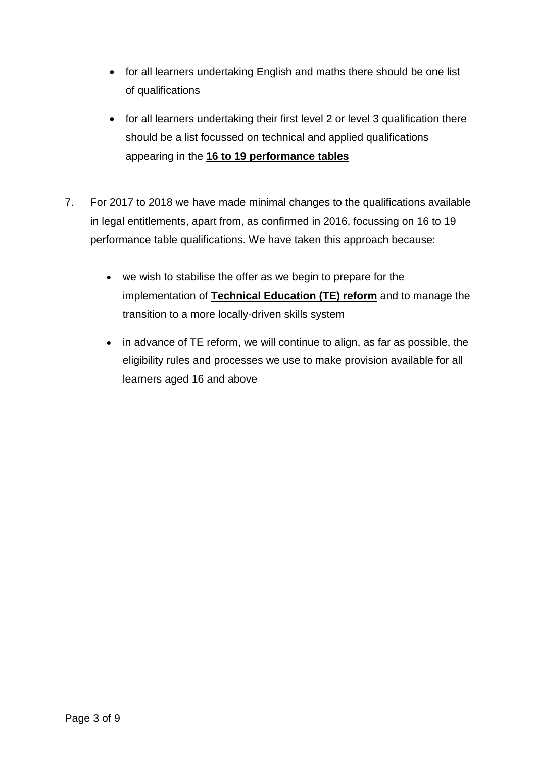- for all learners undertaking English and maths there should be one list of qualifications
- for all learners undertaking their first level 2 or level 3 qualification there should be a list focussed on technical and applied qualifications appearing in the **16 to 19 performance tables**

7. For 2017 to 2018 we have made minimal changes to the qualifications available in legal entitlements, apart from, as confirmed in 2016, focussing on 16 to 19 performance table qualifications. We have taken this approach because:

    - we wish to stabilise the offer as we begin to prepare for the implementation of **Technical Education (TE) reform** and to manage the transition to a more locally-driven skills system
    - in advance of TE reform, we will continue to align, as far as possible, the eligibility rules and processes we use to make provision available for all learners aged 16 and above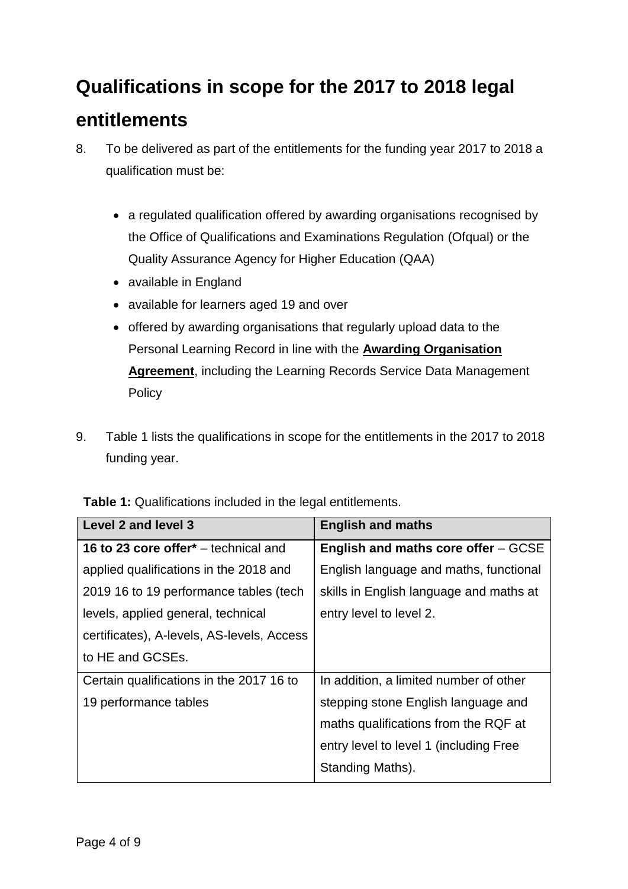## Qualifications in scope for the 2017 to 2018 legal entitlements

8. To be delivered as part of the entitlements for the funding year 2017 to 2018 a qualification must be:

    - a regulated qualification offered by awarding organisations recognised by the Office of Qualifications and Examinations Regulation (Ofqual) or the Quality Assurance Agency for Higher Education (QAA)
    - available in England
    - available for learners aged 19 and over
    - offered by awarding organisations that regularly upload data to the Personal Learning Record in line with the **Awarding Organisation Agreement**, including the Learning Records Service Data Management Policy

9. Table 1 lists the qualifications in scope for the entitlements in the 2017 to 2018 funding year.

**Table 1:** Qualifications included in the legal entitlements.

| Level 2 and level 3 | English and maths |
|---|---|
| **16 to 23 core offer*** – technical and applied qualifications in the 2018 and 2019 16 to 19 performance tables (tech levels, applied general, technical certificates), A-levels, AS-levels, Access to HE and GCSEs. | **English and maths core offer** – GCSE English language and maths, functional skills in English language and maths at entry level to level 2. |
| Certain qualifications in the 2017 16 to 19 performance tables | In addition, a limited number of other stepping stone English language and maths qualifications from the RQF at entry level to level 1 (including Free Standing Maths). |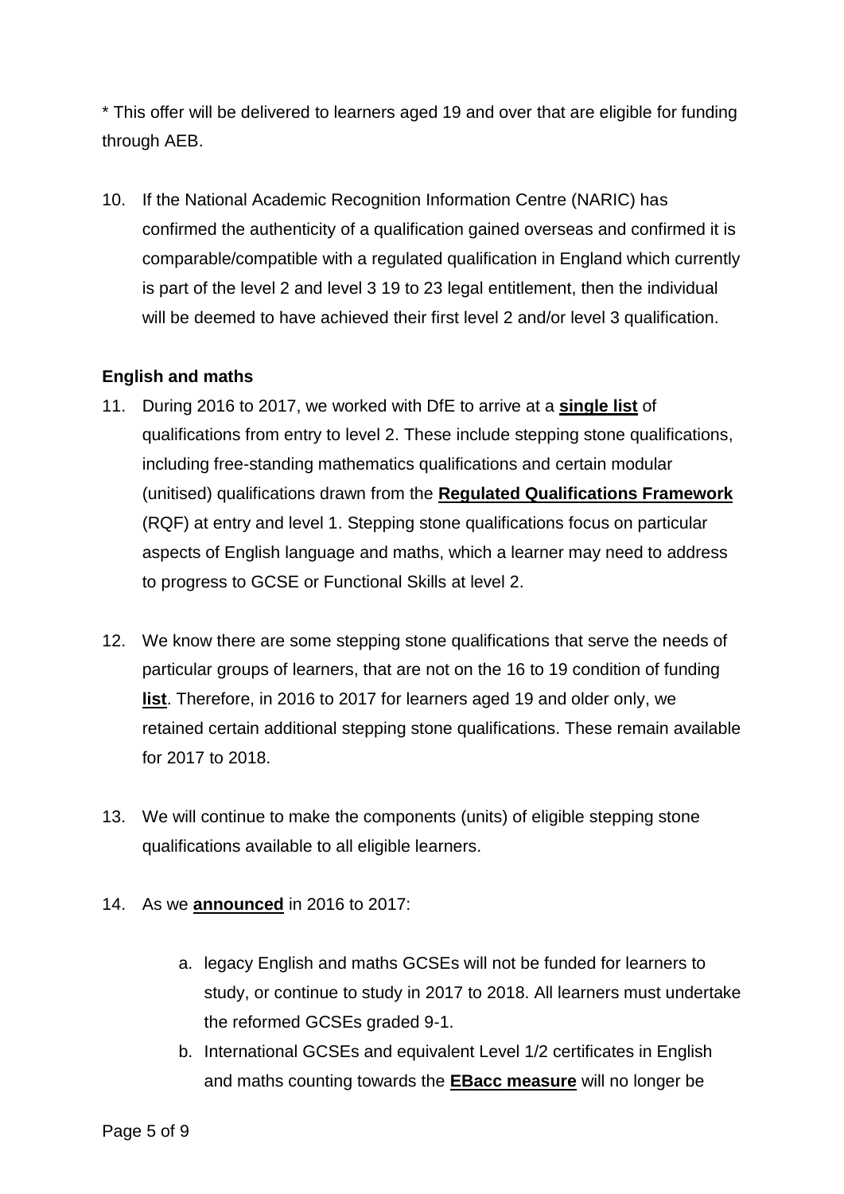* This offer will be delivered to learners aged 19 and over that are eligible for funding through AEB.

10. If the National Academic Recognition Information Centre (NARIC) has confirmed the authenticity of a qualification gained overseas and confirmed it is comparable/compatible with a regulated qualification in England which currently is part of the level 2 and level 3 19 to 23 legal entitlement, then the individual will be deemed to have achieved their first level 2 and/or level 3 qualification.

**English and maths**

11. During 2016 to 2017, we worked with DfE to arrive at a **single list** of qualifications from entry to level 2. These include stepping stone qualifications, including free-standing mathematics qualifications and certain modular (unitised) qualifications drawn from the **Regulated Qualifications Framework** (RQF) at entry and level 1. Stepping stone qualifications focus on particular aspects of English language and maths, which a learner may need to address to progress to GCSE or Functional Skills at level 2.

12. We know there are some stepping stone qualifications that serve the needs of particular groups of learners, that are not on the 16 to 19 condition of funding **list**. Therefore, in 2016 to 2017 for learners aged 19 and older only, we retained certain additional stepping stone qualifications. These remain available for 2017 to 2018.

13. We will continue to make the components (units) of eligible stepping stone qualifications available to all eligible learners.

14. As we **announced** in 2016 to 2017:

    a. legacy English and maths GCSEs will not be funded for learners to study, or continue to study in 2017 to 2018. All learners must undertake the reformed GCSEs graded 9-1.
    b. International GCSEs and equivalent Level 1/2 certificates in English and maths counting towards the **EBacc measure** will no longer be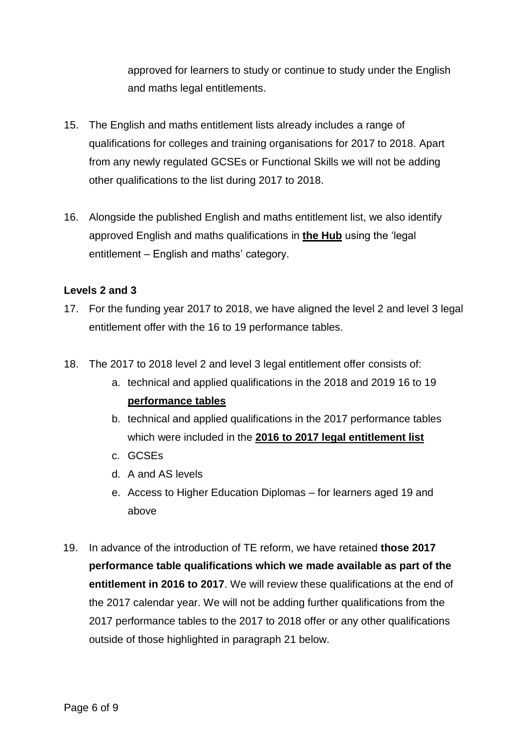approved for learners to study or continue to study under the English and maths legal entitlements.

15. The English and maths entitlement lists already includes a range of qualifications for colleges and training organisations for 2017 to 2018. Apart from any newly regulated GCSEs or Functional Skills we will not be adding other qualifications to the list during 2017 to 2018.

16. Alongside the published English and maths entitlement list, we also identify approved English and maths qualifications in **the Hub** using the 'legal entitlement – English and maths' category.

**Levels 2 and 3**

17. For the funding year 2017 to 2018, we have aligned the level 2 and level 3 legal entitlement offer with the 16 to 19 performance tables.

18. The 2017 to 2018 level 2 and level 3 legal entitlement offer consists of:
    a. technical and applied qualifications in the 2018 and 2019 16 to 19 **performance tables**
    b. technical and applied qualifications in the 2017 performance tables which were included in the **2016 to 2017 legal entitlement list**
    c. GCSEs
    d. A and AS levels
    e. Access to Higher Education Diplomas – for learners aged 19 and above

19. In advance of the introduction of TE reform, we have retained **those 2017 performance table qualifications which we made available as part of the entitlement in 2016 to 2017**. We will review these qualifications at the end of the 2017 calendar year. We will not be adding further qualifications from the 2017 performance tables to the 2017 to 2018 offer or any other qualifications outside of those highlighted in paragraph 21 below.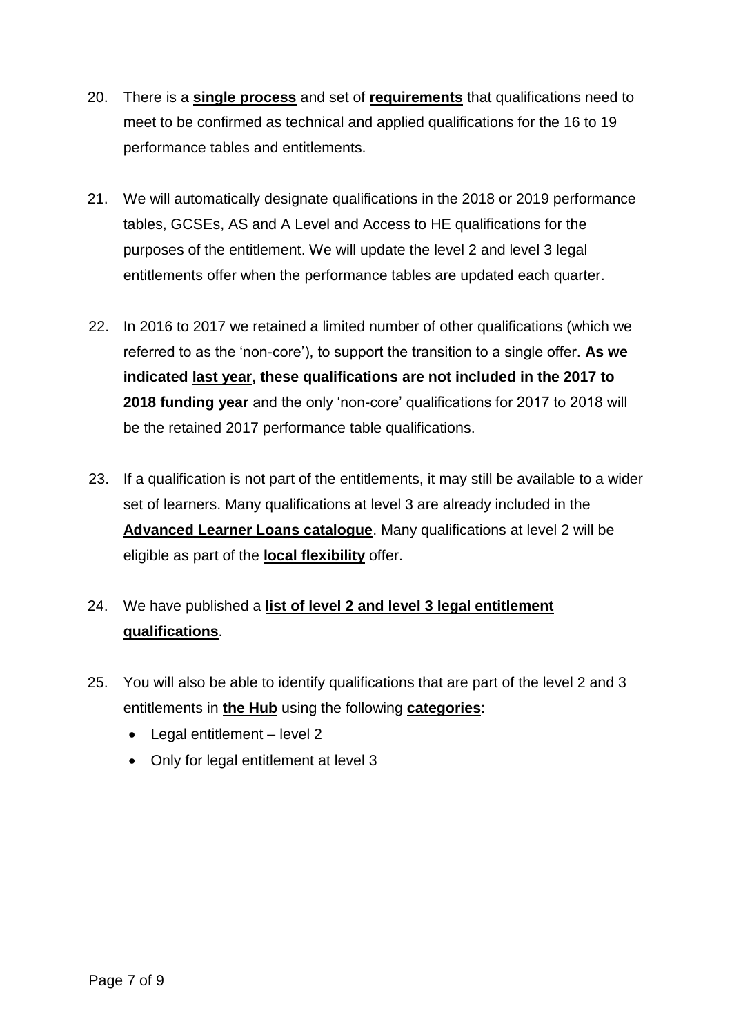20. There is a **single process** and set of **requirements** that qualifications need to meet to be confirmed as technical and applied qualifications for the 16 to 19 performance tables and entitlements.

21. We will automatically designate qualifications in the 2018 or 2019 performance tables, GCSEs, AS and A Level and Access to HE qualifications for the purposes of the entitlement. We will update the level 2 and level 3 legal entitlements offer when the performance tables are updated each quarter.

22. In 2016 to 2017 we retained a limited number of other qualifications (which we referred to as the 'non-core'), to support the transition to a single offer. **As we indicated last year, these qualifications are not included in the 2017 to 2018 funding year** and the only 'non-core' qualifications for 2017 to 2018 will be the retained 2017 performance table qualifications.

23. If a qualification is not part of the entitlements, it may still be available to a wider set of learners. Many qualifications at level 3 are already included in the **Advanced Learner Loans catalogue**. Many qualifications at level 2 will be eligible as part of the **local flexibility** offer.

24. We have published a **list of level 2 and level 3 legal entitlement qualifications**.

25. You will also be able to identify qualifications that are part of the level 2 and 3 entitlements in **the Hub** using the following **categories**:
    - Legal entitlement – level 2
    - Only for legal entitlement at level 3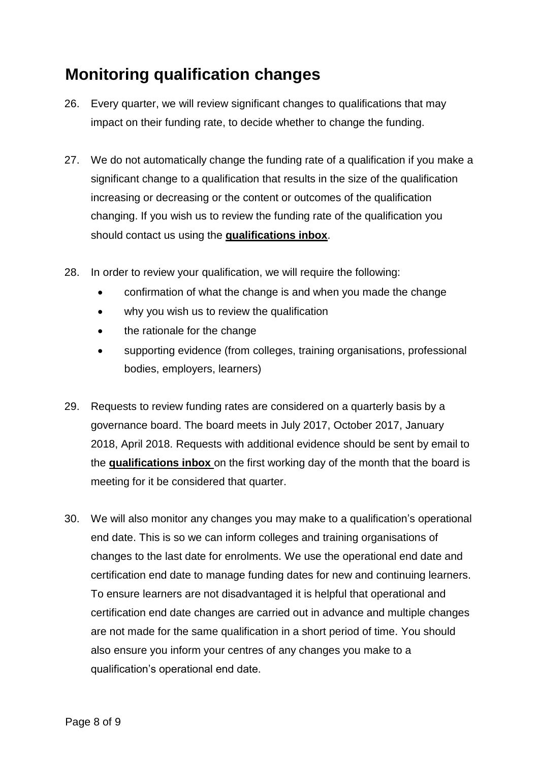## Monitoring qualification changes

26. Every quarter, we will review significant changes to qualifications that may impact on their funding rate, to decide whether to change the funding.

27. We do not automatically change the funding rate of a qualification if you make a significant change to a qualification that results in the size of the qualification increasing or decreasing or the content or outcomes of the qualification changing. If you wish us to review the funding rate of the qualification you should contact us using the **qualifications inbox**.

28. In order to review your qualification, we will require the following:
    - confirmation of what the change is and when you made the change
    - why you wish us to review the qualification
    - the rationale for the change
    - supporting evidence (from colleges, training organisations, professional bodies, employers, learners)

29. Requests to review funding rates are considered on a quarterly basis by a governance board. The board meets in July 2017, October 2017, January 2018, April 2018. Requests with additional evidence should be sent by email to the **qualifications inbox** on the first working day of the month that the board is meeting for it be considered that quarter.

30. We will also monitor any changes you may make to a qualification's operational end date. This is so we can inform colleges and training organisations of changes to the last date for enrolments. We use the operational end date and certification end date to manage funding dates for new and continuing learners. To ensure learners are not disadvantaged it is helpful that operational and certification end date changes are carried out in advance and multiple changes are not made for the same qualification in a short period of time. You should also ensure you inform your centres of any changes you make to a qualification's operational end date.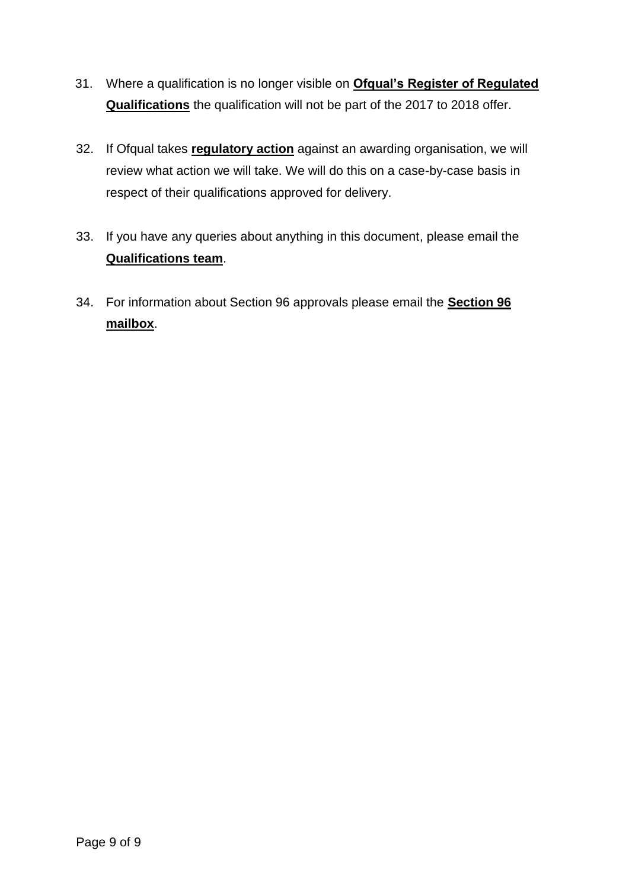31. Where a qualification is no longer visible on **Ofqual's Register of Regulated Qualifications** the qualification will not be part of the 2017 to 2018 offer.

32. If Ofqual takes **regulatory action** against an awarding organisation, we will review what action we will take. We will do this on a case-by-case basis in respect of their qualifications approved for delivery.

33. If you have any queries about anything in this document, please email the **Qualifications team**.

34. For information about Section 96 approvals please email the **Section 96 mailbox**.